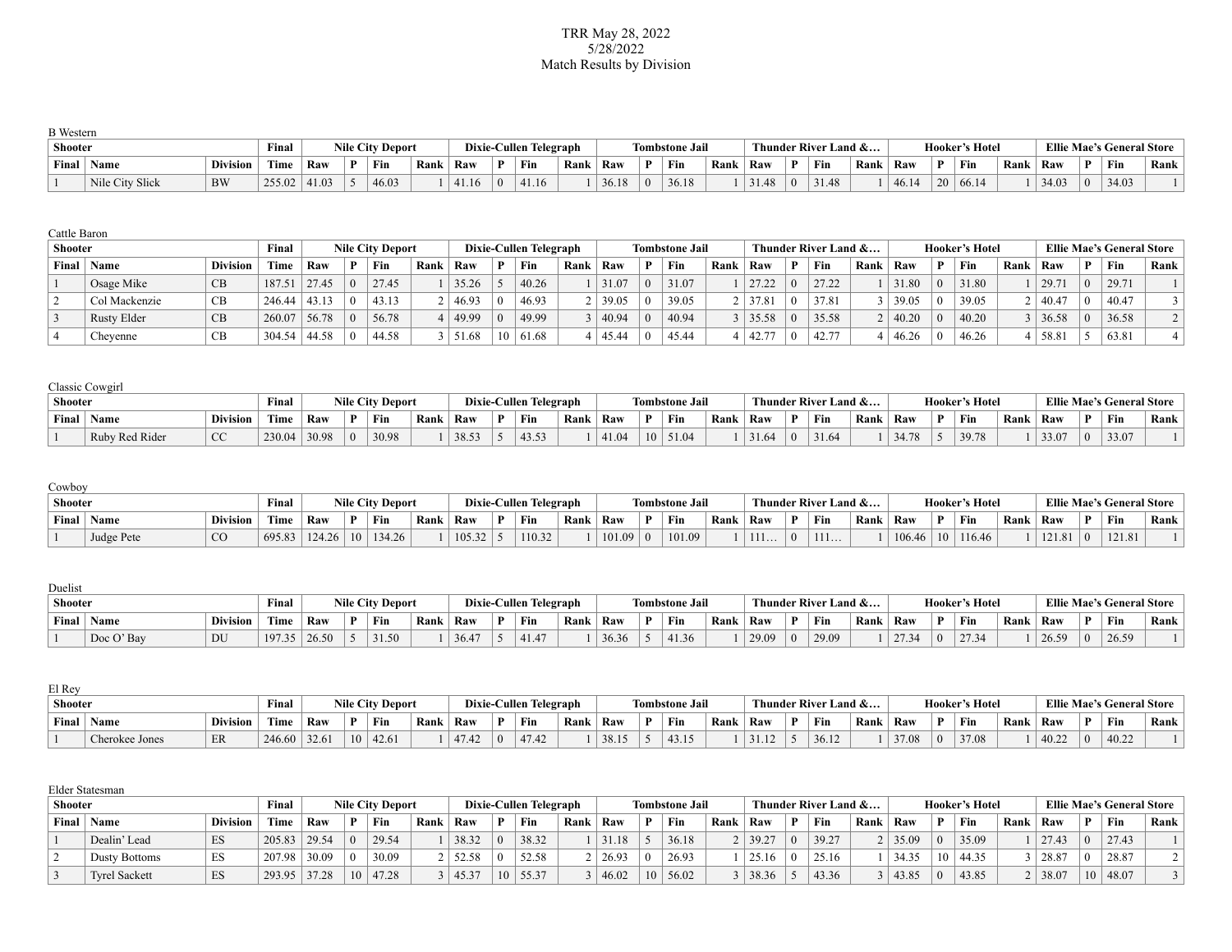TRR May 28, 2022
5/28/2022
Match Results by Division

B Western

| Shooter | | | Final | Nile City Deport | | | | Dixie-Cullen Telegraph | | | | Tombstone Jail | | | | Thunder River Land &… | | | | Hooker's Hotel | | | | Ellie Mae's General Store | | | |
|---|---|---|---|---|---|---|---|---|---|---|---|---|---|---|---|---|---|---|---|---|---|---|---|---|---|---|---|
| Final | Name | Division | Time | Raw | P | Fin | Rank | Raw | P | Fin | Rank | Raw | P | Fin | Rank | Raw | P | Fin | Rank | Raw | P | Fin | Rank | Raw | P | Fin | Rank |
| 1 | Nile City Slick | BW | 255.02 | 41.03 | 5 | 46.03 | 1 | 41.16 | 0 | 41.16 | 1 | 36.18 | 0 | 36.18 | 1 | 31.48 | 0 | 31.48 | 1 | 46.14 | 20 | 66.14 | 1 | 34.03 | 0 | 34.03 | 1 |

Cattle Baron

| Shooter | | | Final | Nile City Deport | | | | Dixie-Cullen Telegraph | | | | Tombstone Jail | | | | Thunder River Land &… | | | | Hooker's Hotel | | | | Ellie Mae's General Store | | | |
|---|---|---|---|---|---|---|---|---|---|---|---|---|---|---|---|---|---|---|---|---|---|---|---|---|---|---|---|
| Final | Name | Division | Time | Raw | P | Fin | Rank | Raw | P | Fin | Rank | Raw | P | Fin | Rank | Raw | P | Fin | Rank | Raw | P | Fin | Rank | Raw | P | Fin | Rank |
| 1 | Osage Mike | CB | 187.51 | 27.45 | 0 | 27.45 | 1 | 35.26 | 5 | 40.26 | 1 | 31.07 | 0 | 31.07 | 1 | 27.22 | 0 | 27.22 | 1 | 31.80 | 0 | 31.80 | 1 | 29.71 | 0 | 29.71 | 1 |
| 2 | Col Mackenzie | CB | 246.44 | 43.13 | 0 | 43.13 | 2 | 46.93 | 0 | 46.93 | 2 | 39.05 | 0 | 39.05 | 2 | 37.81 | 0 | 37.81 | 3 | 39.05 | 0 | 39.05 | 2 | 40.47 | 0 | 40.47 | 3 |
| 3 | Rusty Elder | CB | 260.07 | 56.78 | 0 | 56.78 | 4 | 49.99 | 0 | 49.99 | 3 | 40.94 | 0 | 40.94 | 3 | 35.58 | 0 | 35.58 | 2 | 40.20 | 0 | 40.20 | 3 | 36.58 | 0 | 36.58 | 2 |
| 4 | Cheyenne | CB | 304.54 | 44.58 | 0 | 44.58 | 3 | 51.68 | 10 | 61.68 | 4 | 45.44 | 0 | 45.44 | 4 | 42.77 | 0 | 42.77 | 4 | 46.26 | 0 | 46.26 | 4 | 58.81 | 5 | 63.81 | 4 |

Classic Cowgirl

| Shooter | | | Final | Nile City Deport | | | | Dixie-Cullen Telegraph | | | | Tombstone Jail | | | | Thunder River Land &… | | | | Hooker's Hotel | | | | Ellie Mae's General Store | | | |
|---|---|---|---|---|---|---|---|---|---|---|---|---|---|---|---|---|---|---|---|---|---|---|---|---|---|---|---|
| Final | Name | Division | Time | Raw | P | Fin | Rank | Raw | P | Fin | Rank | Raw | P | Fin | Rank | Raw | P | Fin | Rank | Raw | P | Fin | Rank | Raw | P | Fin | Rank |
| 1 | Ruby Red Rider | CC | 230.04 | 30.98 | 0 | 30.98 | 1 | 38.53 | 5 | 43.53 | 1 | 41.04 | 10 | 51.04 | 1 | 31.64 | 0 | 31.64 | 1 | 34.78 | 5 | 39.78 | 1 | 33.07 | 0 | 33.07 | 1 |

Cowboy

| Shooter | | | Final | Nile City Deport | | | | Dixie-Cullen Telegraph | | | | Tombstone Jail | | | | Thunder River Land &… | | | | Hooker's Hotel | | | | Ellie Mae's General Store | | | |
|---|---|---|---|---|---|---|---|---|---|---|---|---|---|---|---|---|---|---|---|---|---|---|---|---|---|---|---|
| Final | Name | Division | Time | Raw | P | Fin | Rank | Raw | P | Fin | Rank | Raw | P | Fin | Rank | Raw | P | Fin | Rank | Raw | P | Fin | Rank | Raw | P | Fin | Rank |
| 1 | Judge Pete | CO | 695.83 | 124.26 | 10 | 134.26 | 1 | 105.32 | 5 | 110.32 | 1 | 101.09 | 0 | 101.09 | 1 | 111… | 0 | 111… | 1 | 106.46 | 10 | 116.46 | 1 | 121.81 | 0 | 121.81 | 1 |

Duelist

| Shooter | | | Final | Nile City Deport | | | | Dixie-Cullen Telegraph | | | | Tombstone Jail | | | | Thunder River Land &… | | | | Hooker's Hotel | | | | Ellie Mae's General Store | | | |
|---|---|---|---|---|---|---|---|---|---|---|---|---|---|---|---|---|---|---|---|---|---|---|---|---|---|---|---|
| Final | Name | Division | Time | Raw | P | Fin | Rank | Raw | P | Fin | Rank | Raw | P | Fin | Rank | Raw | P | Fin | Rank | Raw | P | Fin | Rank | Raw | P | Fin | Rank |
| 1 | Doc O' Bay | DU | 197.35 | 26.50 | 5 | 31.50 | 1 | 36.47 | 5 | 41.47 | 1 | 36.36 | 5 | 41.36 | 1 | 29.09 | 0 | 29.09 | 1 | 27.34 | 0 | 27.34 | 1 | 26.59 | 0 | 26.59 | 1 |

El Rey

| Shooter | | | Final | Nile City Deport | | | | Dixie-Cullen Telegraph | | | | Tombstone Jail | | | | Thunder River Land &… | | | | Hooker's Hotel | | | | Ellie Mae's General Store | | | |
|---|---|---|---|---|---|---|---|---|---|---|---|---|---|---|---|---|---|---|---|---|---|---|---|---|---|---|---|
| Final | Name | Division | Time | Raw | P | Fin | Rank | Raw | P | Fin | Rank | Raw | P | Fin | Rank | Raw | P | Fin | Rank | Raw | P | Fin | Rank | Raw | P | Fin | Rank |
| 1 | Cherokee Jones | ER | 246.60 | 32.61 | 10 | 42.61 | 1 | 47.42 | 0 | 47.42 | 1 | 38.15 | 5 | 43.15 | 1 | 31.12 | 5 | 36.12 | 1 | 37.08 | 0 | 37.08 | 1 | 40.22 | 0 | 40.22 | 1 |

Elder Statesman

| Shooter | | | Final | Nile City Deport | | | | Dixie-Cullen Telegraph | | | | Tombstone Jail | | | | Thunder River Land &… | | | | Hooker's Hotel | | | | Ellie Mae's General Store | | | |
|---|---|---|---|---|---|---|---|---|---|---|---|---|---|---|---|---|---|---|---|---|---|---|---|---|---|---|---|
| Final | Name | Division | Time | Raw | P | Fin | Rank | Raw | P | Fin | Rank | Raw | P | Fin | Rank | Raw | P | Fin | Rank | Raw | P | Fin | Rank | Raw | P | Fin | Rank |
| 1 | Dealin' Lead | ES | 205.83 | 29.54 | 0 | 29.54 | 1 | 38.32 | 0 | 38.32 | 1 | 31.18 | 5 | 36.18 | 2 | 39.27 | 0 | 39.27 | 2 | 35.09 | 0 | 35.09 | 1 | 27.43 | 0 | 27.43 | 1 |
| 2 | Dusty Bottoms | ES | 207.98 | 30.09 | 0 | 30.09 | 2 | 52.58 | 0 | 52.58 | 2 | 26.93 | 0 | 26.93 | 1 | 25.16 | 0 | 25.16 | 1 | 34.35 | 10 | 44.35 | 3 | 28.87 | 0 | 28.87 | 2 |
| 3 | Tyrel Sackett | ES | 293.95 | 37.28 | 10 | 47.28 | 3 | 45.37 | 10 | 55.37 | 3 | 46.02 | 10 | 56.02 | 3 | 38.36 | 5 | 43.36 | 3 | 43.85 | 0 | 43.85 | 2 | 38.07 | 10 | 48.07 | 3 |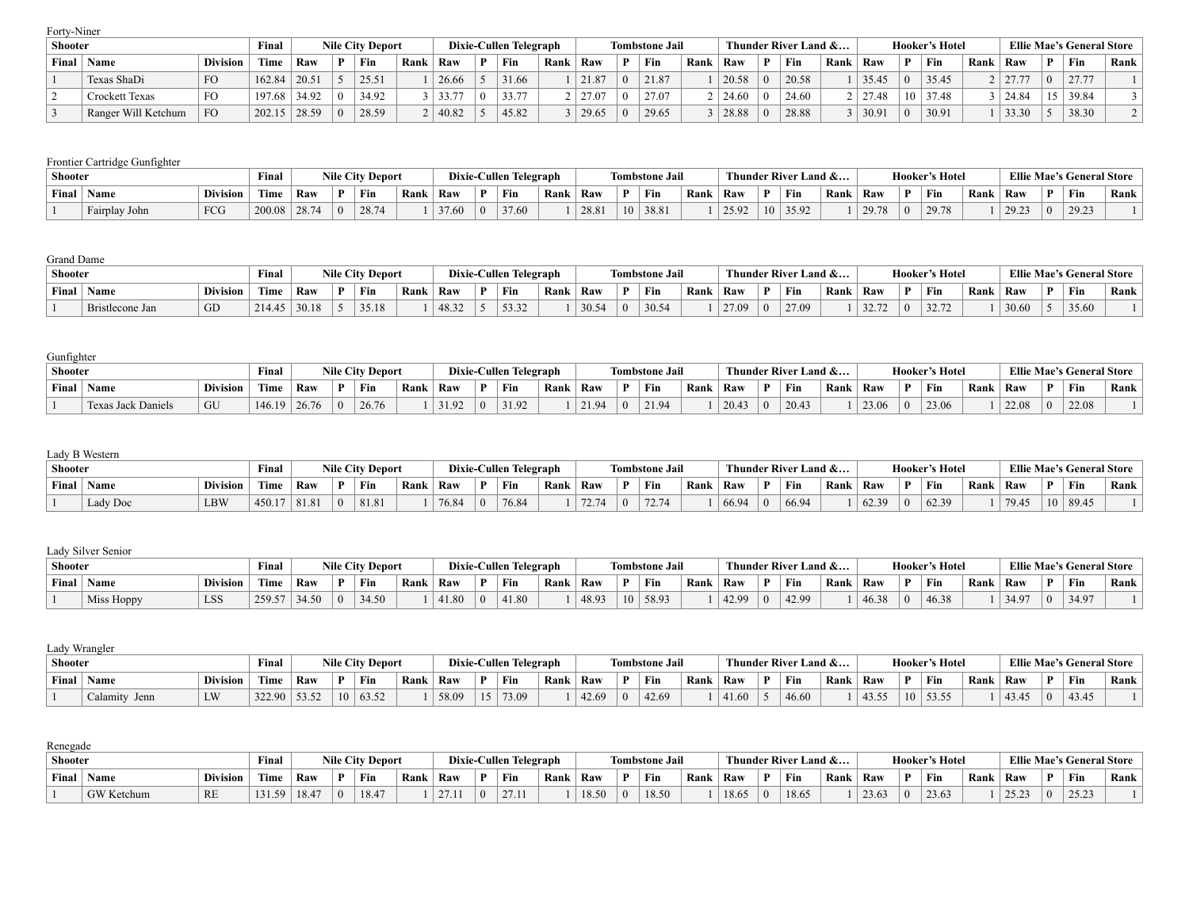Forty-Niner

| Shooter | | | Final | Nile City Deport | | | | Dixie-Cullen Telegraph | | | | Tombstone Jail | | | | Thunder River Land &… | | | | Hooker's Hotel | | | | Ellie Mae's General Store | | | |
|---|---|---|---|---|---|---|---|---|---|---|---|---|---|---|---|---|---|---|---|---|---|---|---|---|---|---|---|
| Final | Name | Division | Time | Raw | P | Fin | Rank | Raw | P | Fin | Rank | Raw | P | Fin | Rank | Raw | P | Fin | Rank | Raw | P | Fin | Rank | Raw | P | Fin | Rank |
| 1 | Texas ShaDi | FO | 162.84 | 20.51 | 5 | 25.51 | 1 | 26.66 | 5 | 31.66 | 1 | 21.87 | 0 | 21.87 | 1 | 20.58 | 0 | 20.58 | 1 | 35.45 | 0 | 35.45 | 2 | 27.77 | 0 | 27.77 | 1 |
| 2 | Crockett Texas | FO | 197.68 | 34.92 | 0 | 34.92 | 3 | 33.77 | 0 | 33.77 | 2 | 27.07 | 0 | 27.07 | 2 | 24.60 | 0 | 24.60 | 2 | 27.48 | 10 | 37.48 | 3 | 24.84 | 15 | 39.84 | 3 |
| 3 | Ranger Will Ketchum | FO | 202.15 | 28.59 | 0 | 28.59 | 2 | 40.82 | 5 | 45.82 | 3 | 29.65 | 0 | 29.65 | 3 | 28.88 | 0 | 28.88 | 3 | 30.91 | 0 | 30.91 | 1 | 33.30 | 5 | 38.30 | 2 |

Frontier Cartridge Gunfighter

| Shooter | | | Final | Nile City Deport | | | | Dixie-Cullen Telegraph | | | | Tombstone Jail | | | | Thunder River Land &… | | | | Hooker's Hotel | | | | Ellie Mae's General Store | | | |
|---|---|---|---|---|---|---|---|---|---|---|---|---|---|---|---|---|---|---|---|---|---|---|---|---|---|---|---|
| Final | Name | Division | Time | Raw | P | Fin | Rank | Raw | P | Fin | Rank | Raw | P | Fin | Rank | Raw | P | Fin | Rank | Raw | P | Fin | Rank | Raw | P | Fin | Rank |
| 1 | Fairplay John | FCG | 200.08 | 28.74 | 0 | 28.74 | 1 | 37.60 | 0 | 37.60 | 1 | 28.81 | 10 | 38.81 | 1 | 25.92 | 10 | 35.92 | 1 | 29.78 | 0 | 29.78 | 1 | 29.23 | 0 | 29.23 | 1 |

Grand Dame

| Shooter | | | Final | Nile City Deport | | | | Dixie-Cullen Telegraph | | | | Tombstone Jail | | | | Thunder River Land &… | | | | Hooker's Hotel | | | | Ellie Mae's General Store | | | |
|---|---|---|---|---|---|---|---|---|---|---|---|---|---|---|---|---|---|---|---|---|---|---|---|---|---|---|---|
| Final | Name | Division | Time | Raw | P | Fin | Rank | Raw | P | Fin | Rank | Raw | P | Fin | Rank | Raw | P | Fin | Rank | Raw | P | Fin | Rank | Raw | P | Fin | Rank |
| 1 | Bristlecone Jan | GD | 214.45 | 30.18 | 5 | 35.18 | 1 | 48.32 | 5 | 53.32 | 1 | 30.54 | 0 | 30.54 | 1 | 27.09 | 0 | 27.09 | 1 | 32.72 | 0 | 32.72 | 1 | 30.60 | 5 | 35.60 | 1 |

Gunfighter

| Shooter | | | Final | Nile City Deport | | | | Dixie-Cullen Telegraph | | | | Tombstone Jail | | | | Thunder River Land &… | | | | Hooker's Hotel | | | | Ellie Mae's General Store | | | |
|---|---|---|---|---|---|---|---|---|---|---|---|---|---|---|---|---|---|---|---|---|---|---|---|---|---|---|---|
| Final | Name | Division | Time | Raw | P | Fin | Rank | Raw | P | Fin | Rank | Raw | P | Fin | Rank | Raw | P | Fin | Rank | Raw | P | Fin | Rank | Raw | P | Fin | Rank |
| 1 | Texas Jack Daniels | GU | 146.19 | 26.76 | 0 | 26.76 | 1 | 31.92 | 0 | 31.92 | 1 | 21.94 | 0 | 21.94 | 1 | 20.43 | 0 | 20.43 | 1 | 23.06 | 0 | 23.06 | 1 | 22.08 | 0 | 22.08 | 1 |

Lady B Western

| Shooter | | | Final | Nile City Deport | | | | Dixie-Cullen Telegraph | | | | Tombstone Jail | | | | Thunder River Land &… | | | | Hooker's Hotel | | | | Ellie Mae's General Store | | | |
|---|---|---|---|---|---|---|---|---|---|---|---|---|---|---|---|---|---|---|---|---|---|---|---|---|---|---|---|
| Final | Name | Division | Time | Raw | P | Fin | Rank | Raw | P | Fin | Rank | Raw | P | Fin | Rank | Raw | P | Fin | Rank | Raw | P | Fin | Rank | Raw | P | Fin | Rank |
| 1 | Lady Doc | LBW | 450.17 | 81.81 | 0 | 81.81 | 1 | 76.84 | 0 | 76.84 | 1 | 72.74 | 0 | 72.74 | 1 | 66.94 | 0 | 66.94 | 1 | 62.39 | 0 | 62.39 | 1 | 79.45 | 10 | 89.45 | 1 |

Lady Silver Senior

| Shooter | | | Final | Nile City Deport | | | | Dixie-Cullen Telegraph | | | | Tombstone Jail | | | | Thunder River Land &… | | | | Hooker's Hotel | | | | Ellie Mae's General Store | | | |
|---|---|---|---|---|---|---|---|---|---|---|---|---|---|---|---|---|---|---|---|---|---|---|---|---|---|---|---|
| Final | Name | Division | Time | Raw | P | Fin | Rank | Raw | P | Fin | Rank | Raw | P | Fin | Rank | Raw | P | Fin | Rank | Raw | P | Fin | Rank | Raw | P | Fin | Rank |
| 1 | Miss Hoppy | LSS | 259.57 | 34.50 | 0 | 34.50 | 1 | 41.80 | 0 | 41.80 | 1 | 48.93 | 10 | 58.93 | 1 | 42.99 | 0 | 42.99 | 1 | 46.38 | 0 | 46.38 | 1 | 34.97 | 0 | 34.97 | 1 |

Lady Wrangler

| Shooter | | | Final | Nile City Deport | | | | Dixie-Cullen Telegraph | | | | Tombstone Jail | | | | Thunder River Land &… | | | | Hooker's Hotel | | | | Ellie Mae's General Store | | | |
|---|---|---|---|---|---|---|---|---|---|---|---|---|---|---|---|---|---|---|---|---|---|---|---|---|---|---|---|
| Final | Name | Division | Time | Raw | P | Fin | Rank | Raw | P | Fin | Rank | Raw | P | Fin | Rank | Raw | P | Fin | Rank | Raw | P | Fin | Rank | Raw | P | Fin | Rank |
| 1 | Calamity Jenn | LW | 322.90 | 53.52 | 10 | 63.52 | 1 | 58.09 | 15 | 73.09 | 1 | 42.69 | 0 | 42.69 | 1 | 41.60 | 5 | 46.60 | 1 | 43.55 | 10 | 53.55 | 1 | 43.45 | 0 | 43.45 | 1 |

Renegade

| Shooter | | | Final | Nile City Deport | | | | Dixie-Cullen Telegraph | | | | Tombstone Jail | | | | Thunder River Land &… | | | | Hooker's Hotel | | | | Ellie Mae's General Store | | | |
|---|---|---|---|---|---|---|---|---|---|---|---|---|---|---|---|---|---|---|---|---|---|---|---|---|---|---|---|
| Final | Name | Division | Time | Raw | P | Fin | Rank | Raw | P | Fin | Rank | Raw | P | Fin | Rank | Raw | P | Fin | Rank | Raw | P | Fin | Rank | Raw | P | Fin | Rank |
| 1 | GW Ketchum | RE | 131.59 | 18.47 | 0 | 18.47 | 1 | 27.11 | 0 | 27.11 | 1 | 18.50 | 0 | 18.50 | 1 | 18.65 | 0 | 18.65 | 1 | 23.63 | 0 | 23.63 | 1 | 25.23 | 0 | 25.23 | 1 |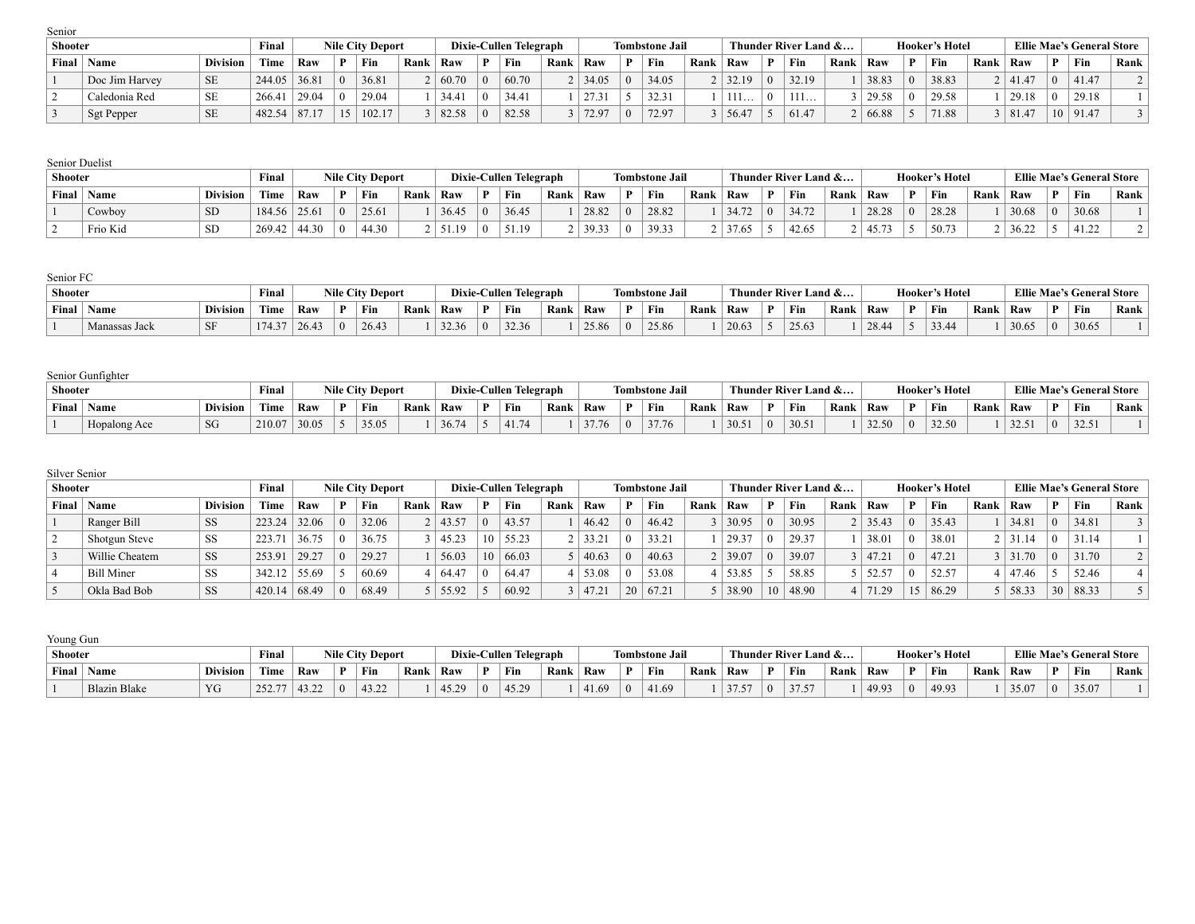Senior

| Shooter | | | Final | Nile City Deport | | | | Dixie-Cullen Telegraph | | | | Tombstone Jail | | | | Thunder River Land &… | | | | Hooker's Hotel | | | | Ellie Mae's General Store | | | |
|---|---|---|---|---|---|---|---|---|---|---|---|---|---|---|---|---|---|---|---|---|---|---|---|---|---|---|---|
| Final | Name | Division | Time | Raw | P | Fin | Rank | Raw | P | Fin | Rank | Raw | P | Fin | Rank | Raw | P | Fin | Rank | Raw | P | Fin | Rank | Raw | P | Fin | Rank |
| 1 | Doc Jim Harvey | SE | 244.05 | 36.81 | 0 | 36.81 | 2 | 60.70 | 0 | 60.70 | 2 | 34.05 | 0 | 34.05 | 2 | 32.19 | 0 | 32.19 | 1 | 38.83 | 0 | 38.83 | 2 | 41.47 | 0 | 41.47 | 2 |
| 2 | Caledonia Red | SE | 266.41 | 29.04 | 0 | 29.04 | 1 | 34.41 | 0 | 34.41 | 1 | 27.31 | 5 | 32.31 | 1 | 111… | 0 | 111… | 3 | 29.58 | 0 | 29.58 | 1 | 29.18 | 0 | 29.18 | 1 |
| 3 | Sgt Pepper | SE | 482.54 | 87.17 | 15 | 102.17 | 3 | 82.58 | 0 | 82.58 | 3 | 72.97 | 0 | 72.97 | 3 | 56.47 | 5 | 61.47 | 2 | 66.88 | 5 | 71.88 | 3 | 81.47 | 10 | 91.47 | 3 |

Senior Duelist

| Shooter | | | Final | Nile City Deport | | | | Dixie-Cullen Telegraph | | | | Tombstone Jail | | | | Thunder River Land &… | | | | Hooker's Hotel | | | | Ellie Mae's General Store | | | |
|---|---|---|---|---|---|---|---|---|---|---|---|---|---|---|---|---|---|---|---|---|---|---|---|---|---|---|---|
| Final | Name | Division | Time | Raw | P | Fin | Rank | Raw | P | Fin | Rank | Raw | P | Fin | Rank | Raw | P | Fin | Rank | Raw | P | Fin | Rank | Raw | P | Fin | Rank |
| 1 | Cowboy | SD | 184.56 | 25.61 | 0 | 25.61 | 1 | 36.45 | 0 | 36.45 | 1 | 28.82 | 0 | 28.82 | 1 | 34.72 | 0 | 34.72 | 1 | 28.28 | 0 | 28.28 | 1 | 30.68 | 0 | 30.68 | 1 |
| 2 | Frio Kid | SD | 269.42 | 44.30 | 0 | 44.30 | 2 | 51.19 | 0 | 51.19 | 2 | 39.33 | 0 | 39.33 | 2 | 37.65 | 5 | 42.65 | 2 | 45.73 | 5 | 50.73 | 2 | 36.22 | 5 | 41.22 | 2 |

Senior FC

| Shooter | | | Final | Nile City Deport | | | | Dixie-Cullen Telegraph | | | | Tombstone Jail | | | | Thunder River Land &… | | | | Hooker's Hotel | | | | Ellie Mae's General Store | | | |
|---|---|---|---|---|---|---|---|---|---|---|---|---|---|---|---|---|---|---|---|---|---|---|---|---|---|---|---|
| Final | Name | Division | Time | Raw | P | Fin | Rank | Raw | P | Fin | Rank | Raw | P | Fin | Rank | Raw | P | Fin | Rank | Raw | P | Fin | Rank | Raw | P | Fin | Rank |
| 1 | Manassas Jack | SF | 174.37 | 26.43 | 0 | 26.43 | 1 | 32.36 | 0 | 32.36 | 1 | 25.86 | 0 | 25.86 | 1 | 20.63 | 5 | 25.63 | 1 | 28.44 | 5 | 33.44 | 1 | 30.65 | 0 | 30.65 | 1 |

Senior Gunfighter

| Shooter | | | Final | Nile City Deport | | | | Dixie-Cullen Telegraph | | | | Tombstone Jail | | | | Thunder River Land &… | | | | Hooker's Hotel | | | | Ellie Mae's General Store | | | |
|---|---|---|---|---|---|---|---|---|---|---|---|---|---|---|---|---|---|---|---|---|---|---|---|---|---|---|---|
| Final | Name | Division | Time | Raw | P | Fin | Rank | Raw | P | Fin | Rank | Raw | P | Fin | Rank | Raw | P | Fin | Rank | Raw | P | Fin | Rank | Raw | P | Fin | Rank |
| 1 | Hopalong Ace | SG | 210.07 | 30.05 | 5 | 35.05 | 1 | 36.74 | 5 | 41.74 | 1 | 37.76 | 0 | 37.76 | 1 | 30.51 | 0 | 30.51 | 1 | 32.50 | 0 | 32.50 | 1 | 32.51 | 0 | 32.51 | 1 |

Silver Senior

| Shooter | | | Final | Nile City Deport | | | | Dixie-Cullen Telegraph | | | | Tombstone Jail | | | | Thunder River Land &… | | | | Hooker's Hotel | | | | Ellie Mae's General Store | | | |
|---|---|---|---|---|---|---|---|---|---|---|---|---|---|---|---|---|---|---|---|---|---|---|---|---|---|---|---|
| Final | Name | Division | Time | Raw | P | Fin | Rank | Raw | P | Fin | Rank | Raw | P | Fin | Rank | Raw | P | Fin | Rank | Raw | P | Fin | Rank | Raw | P | Fin | Rank |
| 1 | Ranger Bill | SS | 223.24 | 32.06 | 0 | 32.06 | 2 | 43.57 | 0 | 43.57 | 1 | 46.42 | 0 | 46.42 | 3 | 30.95 | 0 | 30.95 | 2 | 35.43 | 0 | 35.43 | 1 | 34.81 | 0 | 34.81 | 3 |
| 2 | Shotgun Steve | SS | 223.71 | 36.75 | 0 | 36.75 | 3 | 45.23 | 10 | 55.23 | 2 | 33.21 | 0 | 33.21 | 1 | 29.37 | 0 | 29.37 | 1 | 38.01 | 0 | 38.01 | 2 | 31.14 | 0 | 31.14 | 1 |
| 3 | Willie Cheatem | SS | 253.91 | 29.27 | 0 | 29.27 | 1 | 56.03 | 10 | 66.03 | 5 | 40.63 | 0 | 40.63 | 2 | 39.07 | 0 | 39.07 | 3 | 47.21 | 0 | 47.21 | 3 | 31.70 | 0 | 31.70 | 2 |
| 4 | Bill Miner | SS | 342.12 | 55.69 | 5 | 60.69 | 4 | 64.47 | 0 | 64.47 | 4 | 53.08 | 0 | 53.08 | 4 | 53.85 | 5 | 58.85 | 5 | 52.57 | 0 | 52.57 | 4 | 47.46 | 5 | 52.46 | 4 |
| 5 | Okla Bad Bob | SS | 420.14 | 68.49 | 0 | 68.49 | 5 | 55.92 | 5 | 60.92 | 3 | 47.21 | 20 | 67.21 | 5 | 38.90 | 10 | 48.90 | 4 | 71.29 | 15 | 86.29 | 5 | 58.33 | 30 | 88.33 | 5 |

Young Gun

| Shooter | | | Final | Nile City Deport | | | | Dixie-Cullen Telegraph | | | | Tombstone Jail | | | | Thunder River Land &… | | | | Hooker's Hotel | | | | Ellie Mae's General Store | | | |
|---|---|---|---|---|---|---|---|---|---|---|---|---|---|---|---|---|---|---|---|---|---|---|---|---|---|---|---|
| Final | Name | Division | Time | Raw | P | Fin | Rank | Raw | P | Fin | Rank | Raw | P | Fin | Rank | Raw | P | Fin | Rank | Raw | P | Fin | Rank | Raw | P | Fin | Rank |
| 1 | Blazin Blake | YG | 252.77 | 43.22 | 0 | 43.22 | 1 | 45.29 | 0 | 45.29 | 1 | 41.69 | 0 | 41.69 | 1 | 37.57 | 0 | 37.57 | 1 | 49.93 | 0 | 49.93 | 1 | 35.07 | 0 | 35.07 | 1 |